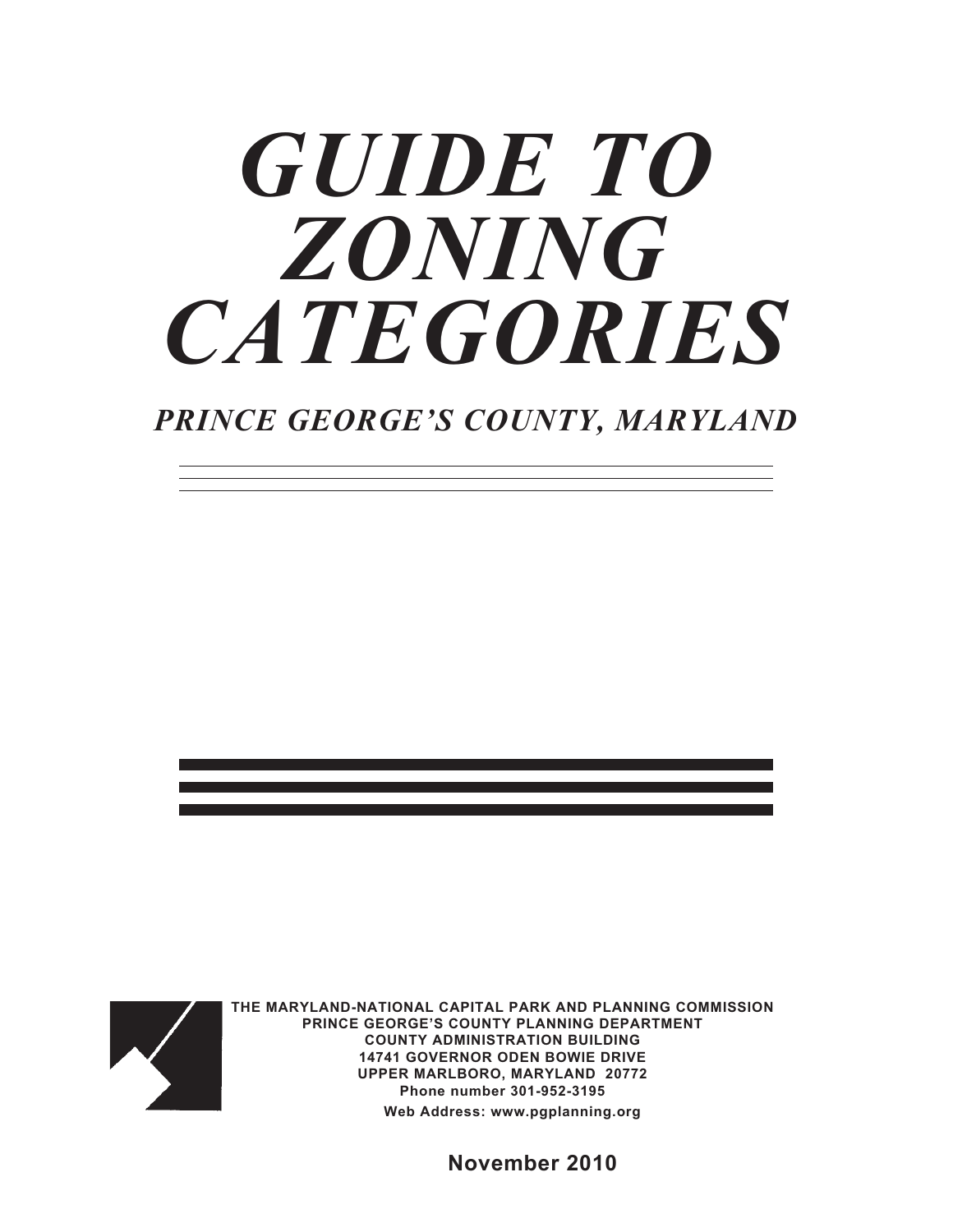# *GUIDE TO ZONING CATEGORIES*

## *PRINCE GEORGE'S COUNTY, MARYLAND*

**THE MARYLAND-NATIONAL CAPITAL PARK AND PLANNING COMMISSION**
**PRINCE GEORGE'S COUNTY PLANNING DEPARTMENT**
**COUNTY ADMINISTRATION BUILDING**
**14741 GOVERNOR ODEN BOWIE DRIVE**
**UPPER MARLBORO, MARYLAND 20772**
**Phone number 301-952-3195**
**Web Address: www.pgplanning.org**

**November 2010**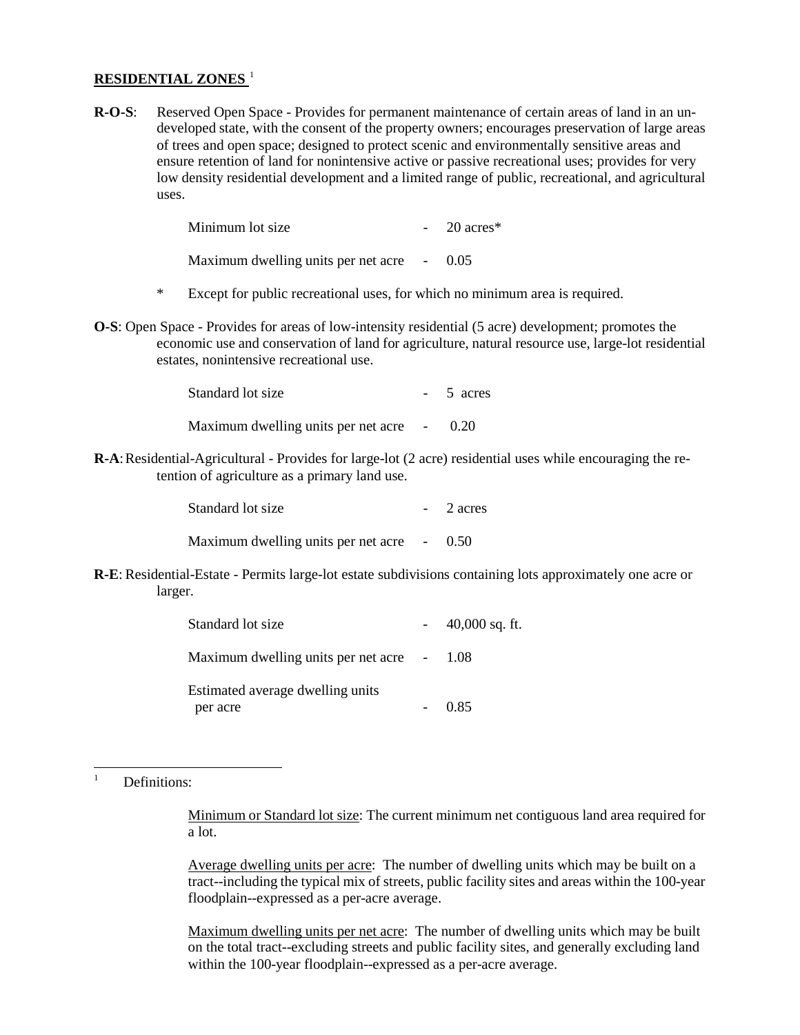## RESIDENTIAL ZONES [1]

**R-O-S**: Reserved Open Space - Provides for permanent maintenance of certain areas of land in an undeveloped state, with the consent of the property owners; encourages preservation of large areas of trees and open space; designed to protect scenic and environmentally sensitive areas and ensure retention of land for nonintensive active or passive recreational uses; provides for very low density residential development and a limited range of public, recreational, and agricultural uses.

| | | |
|---|---|---|
| Minimum lot size | - | 20 acres* |
| Maximum dwelling units per net acre | - | 0.05 |

\* Except for public recreational uses, for which no minimum area is required.

**O-S**: Open Space - Provides for areas of low-intensity residential (5 acre) development; promotes the economic use and conservation of land for agriculture, natural resource use, large-lot residential estates, nonintensive recreational use.

| | | |
|---|---|---|
| Standard lot size | - | 5 acres |
| Maximum dwelling units per net acre | - | 0.20 |

**R-A**: Residential-Agricultural - Provides for large-lot (2 acre) residential uses while encouraging the retention of agriculture as a primary land use.

| | | |
|---|---|---|
| Standard lot size | - | 2 acres |
| Maximum dwelling units per net acre | - | 0.50 |

**R-E**: Residential-Estate - Permits large-lot estate subdivisions containing lots approximately one acre or larger.

| | | |
|---|---|---|
| Standard lot size | - | 40,000 sq. ft. |
| Maximum dwelling units per net acre | - | 1.08 |
| Estimated average dwelling units per acre | - | 0.85 |

---

[1] Definitions:

Minimum or Standard lot size: The current minimum net contiguous land area required for a lot.

Average dwelling units per acre: The number of dwelling units which may be built on a tract--including the typical mix of streets, public facility sites and areas within the 100-year floodplain--expressed as a per-acre average.

Maximum dwelling units per net acre: The number of dwelling units which may be built on the total tract--excluding streets and public facility sites, and generally excluding land within the 100-year floodplain--expressed as a per-acre average.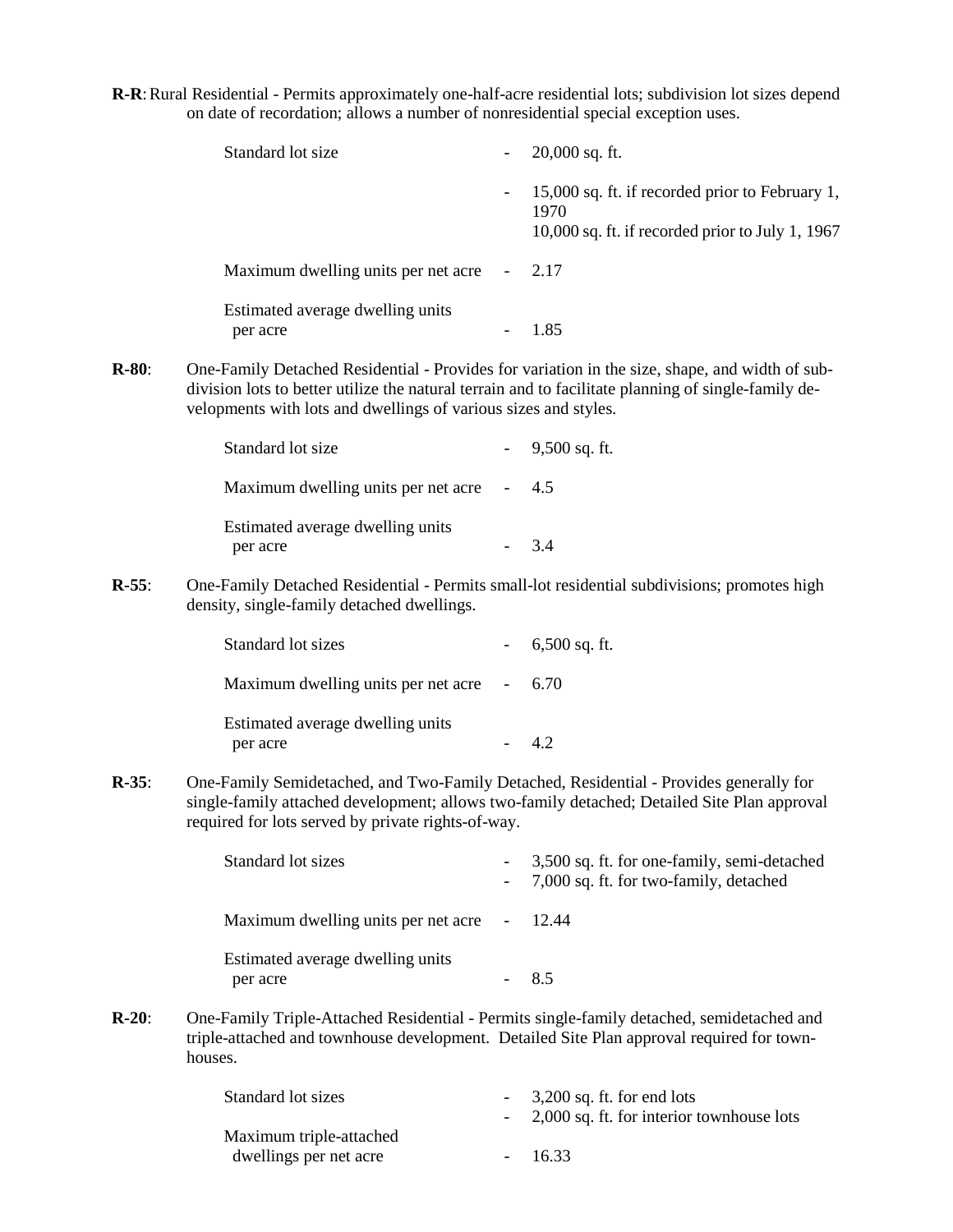**R-R**: Rural Residential - Permits approximately one-half-acre residential lots; subdivision lot sizes depend on date of recordation; allows a number of nonresidential special exception uses.

| | | |
|---|---|---|
| Standard lot size | - | 20,000 sq. ft. |
| | - | 15,000 sq. ft. if recorded prior to February 1, 1970<br>10,000 sq. ft. if recorded prior to July 1, 1967 |
| Maximum dwelling units per net acre | - | 2.17 |
| Estimated average dwelling units per acre | - | 1.85 |

**R-80**: One-Family Detached Residential - Provides for variation in the size, shape, and width of subdivision lots to better utilize the natural terrain and to facilitate planning of single-family developments with lots and dwellings of various sizes and styles.

| | | |
|---|---|---|
| Standard lot size | - | 9,500 sq. ft. |
| Maximum dwelling units per net acre | - | 4.5 |
| Estimated average dwelling units per acre | - | 3.4 |

**R-55**: One-Family Detached Residential - Permits small-lot residential subdivisions; promotes high density, single-family detached dwellings.

| | | |
|---|---|---|
| Standard lot sizes | - | 6,500 sq. ft. |
| Maximum dwelling units per net acre | - | 6.70 |
| Estimated average dwelling units per acre | - | 4.2 |

**R-35**: One-Family Semidetached, and Two-Family Detached, Residential - Provides generally for single-family attached development; allows two-family detached; Detailed Site Plan approval required for lots served by private rights-of-way.

| | | |
|---|---|---|
| Standard lot sizes | - | 3,500 sq. ft. for one-family, semi-detached |
| | - | 7,000 sq. ft. for two-family, detached |
| Maximum dwelling units per net acre | - | 12.44 |
| Estimated average dwelling units per acre | - | 8.5 |

**R-20**: One-Family Triple-Attached Residential - Permits single-family detached, semidetached and triple-attached and townhouse development. Detailed Site Plan approval required for townhouses.

| | | |
|---|---|---|
| Standard lot sizes | - | 3,200 sq. ft. for end lots |
| | - | 2,000 sq. ft. for interior townhouse lots |
| Maximum triple-attached dwellings per net acre | - | 16.33 |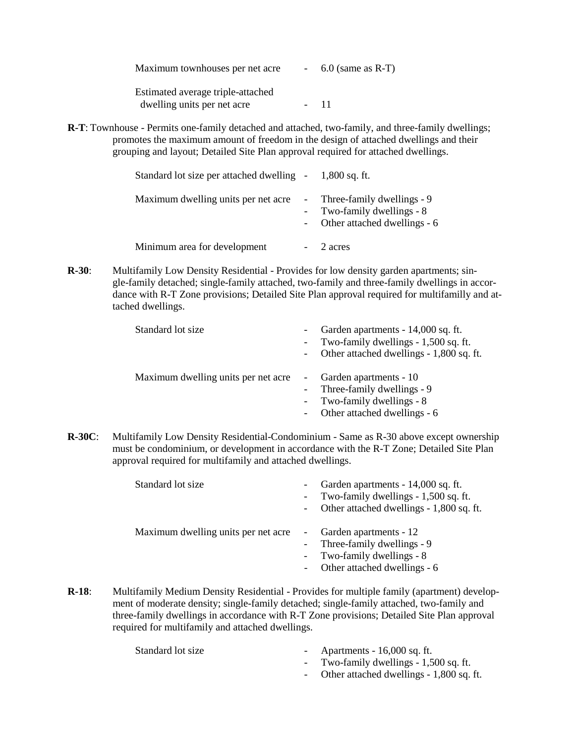Maximum townhouses per net acre - 6.0 (same as R-T)

Estimated average triple-attached dwelling units per net acre - 11

**R-T**: Townhouse - Permits one-family detached and attached, two-family, and three-family dwellings; promotes the maximum amount of freedom in the design of attached dwellings and their grouping and layout; Detailed Site Plan approval required for attached dwellings.

Standard lot size per attached dwelling - 1,800 sq. ft.

Maximum dwelling units per net acre
- Three-family dwellings - 9
- Two-family dwellings - 8
- Other attached dwellings - 6

Minimum area for development - 2 acres

**R-30**: Multifamily Low Density Residential - Provides for low density garden apartments; single-family detached; single-family attached, two-family and three-family dwellings in accordance with R-T Zone provisions; Detailed Site Plan approval required for multifamilly and attached dwellings.

Standard lot size
- Garden apartments - 14,000 sq. ft.
- Two-family dwellings - 1,500 sq. ft.
- Other attached dwellings - 1,800 sq. ft.

Maximum dwelling units per net acre
- Garden apartments - 10
- Three-family dwellings - 9
- Two-family dwellings - 8
- Other attached dwellings - 6

**R-30C**: Multifamily Low Density Residential-Condominium - Same as R-30 above except ownership must be condominium, or development in accordance with the R-T Zone; Detailed Site Plan approval required for multifamily and attached dwellings.

Standard lot size
- Garden apartments - 14,000 sq. ft.
- Two-family dwellings - 1,500 sq. ft.
- Other attached dwellings - 1,800 sq. ft.

Maximum dwelling units per net acre
- Garden apartments - 12
- Three-family dwellings - 9
- Two-family dwellings - 8
- Other attached dwellings - 6

**R-18**: Multifamily Medium Density Residential - Provides for multiple family (apartment) development of moderate density; single-family detached; single-family attached, two-family and three-family dwellings in accordance with R-T Zone provisions; Detailed Site Plan approval required for multifamily and attached dwellings.

Standard lot size
- Apartments - 16,000 sq. ft.
- Two-family dwellings - 1,500 sq. ft.
- Other attached dwellings - 1,800 sq. ft.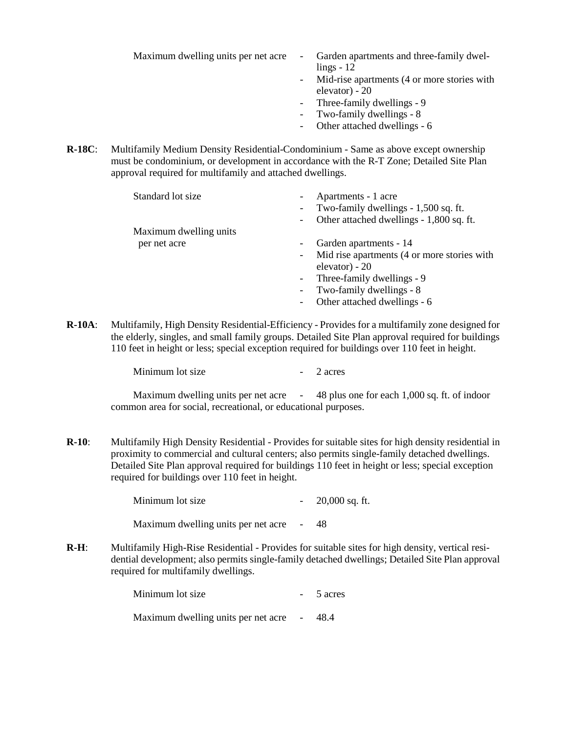Maximum dwelling units per net acre

- Garden apartments and three-family dwellings - 12
- Mid-rise apartments (4 or more stories with elevator) - 20
- Three-family dwellings - 9
- Two-family dwellings - 8
- Other attached dwellings - 6

**R-18C**: Multifamily Medium Density Residential-Condominium - Same as above except ownership must be condominium, or development in accordance with the R-T Zone; Detailed Site Plan approval required for multifamily and attached dwellings.

Standard lot size

- Apartments - 1 acre
- Two-family dwellings - 1,500 sq. ft.
- Other attached dwellings - 1,800 sq. ft.

Maximum dwelling units per net acre

- Garden apartments - 14
- Mid rise apartments (4 or more stories with elevator) - 20
- Three-family dwellings - 9
- Two-family dwellings - 8
- Other attached dwellings - 6

**R-10A**: Multifamily, High Density Residential-Efficiency - Provides for a multifamily zone designed for the elderly, singles, and small family groups. Detailed Site Plan approval required for buildings 110 feet in height or less; special exception required for buildings over 110 feet in height.

Minimum lot size - 2 acres

Maximum dwelling units per net acre - 48 plus one for each 1,000 sq. ft. of indoor common area for social, recreational, or educational purposes.

**R-10**: Multifamily High Density Residential - Provides for suitable sites for high density residential in proximity to commercial and cultural centers; also permits single-family detached dwellings. Detailed Site Plan approval required for buildings 110 feet in height or less; special exception required for buildings over 110 feet in height.

Minimum lot size - 20,000 sq. ft.

Maximum dwelling units per net acre - 48

**R-H**: Multifamily High-Rise Residential - Provides for suitable sites for high density, vertical residential development; also permits single-family detached dwellings; Detailed Site Plan approval required for multifamily dwellings.

Minimum lot size - 5 acres

Maximum dwelling units per net acre - 48.4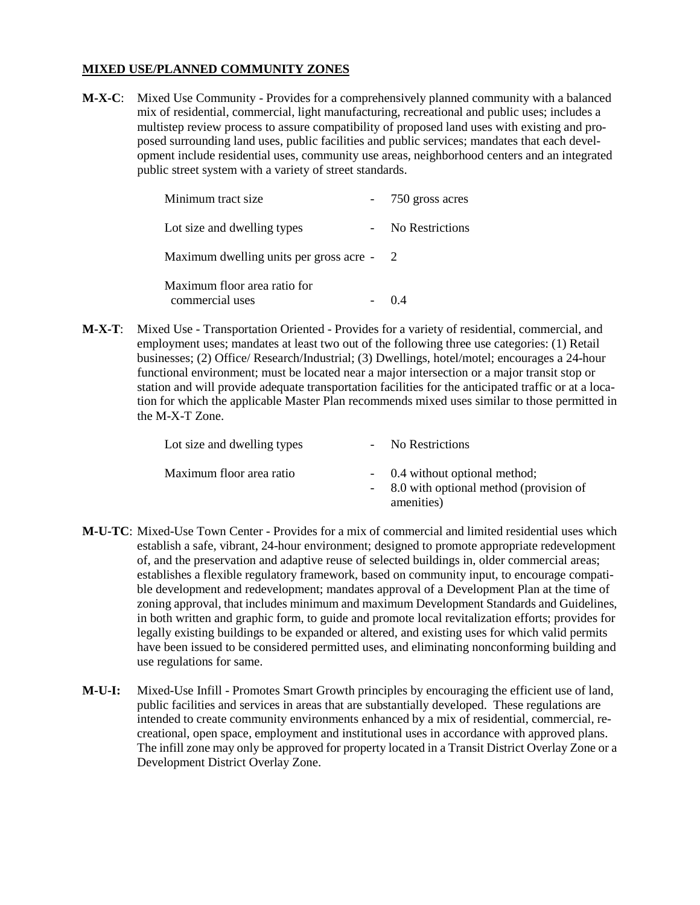## MIXED USE/PLANNED COMMUNITY ZONES

**M-X-C**: Mixed Use Community - Provides for a comprehensively planned community with a balanced mix of residential, commercial, light manufacturing, recreational and public uses; includes a multistep review process to assure compatibility of proposed land uses with existing and proposed surrounding land uses, public facilities and public services; mandates that each development include residential uses, community use areas, neighborhood centers and an integrated public street system with a variety of street standards.

| | | |
|---|---|---|
| Minimum tract size | - | 750 gross acres |
| Lot size and dwelling types | - | No Restrictions |
| Maximum dwelling units per gross acre | - | 2 |
| Maximum floor area ratio for commercial uses | - | 0.4 |

**M-X-T**: Mixed Use - Transportation Oriented - Provides for a variety of residential, commercial, and employment uses; mandates at least two out of the following three use categories: (1) Retail businesses; (2) Office/ Research/Industrial; (3) Dwellings, hotel/motel; encourages a 24-hour functional environment; must be located near a major intersection or a major transit stop or station and will provide adequate transportation facilities for the anticipated traffic or at a location for which the applicable Master Plan recommends mixed uses similar to those permitted in the M-X-T Zone.

| | | |
|---|---|---|
| Lot size and dwelling types | - | No Restrictions |
| Maximum floor area ratio | - | 0.4 without optional method; |
| | - | 8.0 with optional method (provision of amenities) |

**M-U-TC**: Mixed-Use Town Center - Provides for a mix of commercial and limited residential uses which establish a safe, vibrant, 24-hour environment; designed to promote appropriate redevelopment of, and the preservation and adaptive reuse of selected buildings in, older commercial areas; establishes a flexible regulatory framework, based on community input, to encourage compatible development and redevelopment; mandates approval of a Development Plan at the time of zoning approval, that includes minimum and maximum Development Standards and Guidelines, in both written and graphic form, to guide and promote local revitalization efforts; provides for legally existing buildings to be expanded or altered, and existing uses for which valid permits have been issued to be considered permitted uses, and eliminating nonconforming building and use regulations for same.

**M-U-I:** Mixed-Use Infill - Promotes Smart Growth principles by encouraging the efficient use of land, public facilities and services in areas that are substantially developed. These regulations are intended to create community environments enhanced by a mix of residential, commercial, recreational, open space, employment and institutional uses in accordance with approved plans. The infill zone may only be approved for property located in a Transit District Overlay Zone or a Development District Overlay Zone.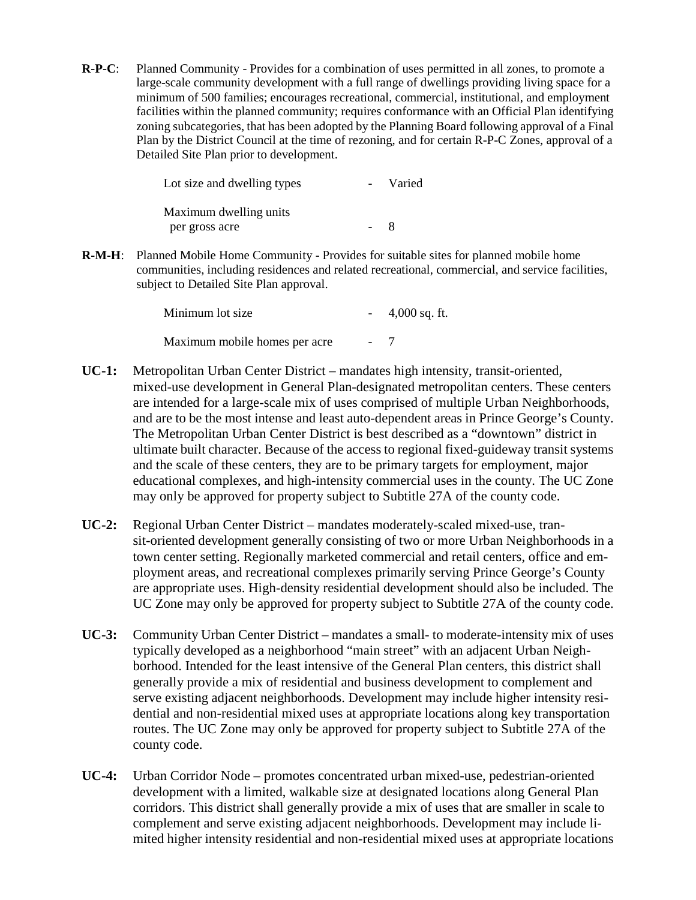**R-P-C**: Planned Community - Provides for a combination of uses permitted in all zones, to promote a large-scale community development with a full range of dwellings providing living space for a minimum of 500 families; encourages recreational, commercial, institutional, and employment facilities within the planned community; requires conformance with an Official Plan identifying zoning subcategories, that has been adopted by the Planning Board following approval of a Final Plan by the District Council at the time of rezoning, and for certain R-P-C Zones, approval of a Detailed Site Plan prior to development.

| | | |
|---|---|---|
| Lot size and dwelling types | - | Varied |
| Maximum dwelling units per gross acre | - | 8 |

**R-M-H**: Planned Mobile Home Community - Provides for suitable sites for planned mobile home communities, including residences and related recreational, commercial, and service facilities, subject to Detailed Site Plan approval.

| | | |
|---|---|---|
| Minimum lot size | - | 4,000 sq. ft. |
| Maximum mobile homes per acre | - | 7 |

**UC-1:** Metropolitan Urban Center District – mandates high intensity, transit-oriented, mixed-use development in General Plan-designated metropolitan centers. These centers are intended for a large-scale mix of uses comprised of multiple Urban Neighborhoods, and are to be the most intense and least auto-dependent areas in Prince George's County. The Metropolitan Urban Center District is best described as a "downtown" district in ultimate built character. Because of the access to regional fixed-guideway transit systems and the scale of these centers, they are to be primary targets for employment, major educational complexes, and high-intensity commercial uses in the county. The UC Zone may only be approved for property subject to Subtitle 27A of the county code.

**UC-2:** Regional Urban Center District – mandates moderately-scaled mixed-use, transit-oriented development generally consisting of two or more Urban Neighborhoods in a town center setting. Regionally marketed commercial and retail centers, office and employment areas, and recreational complexes primarily serving Prince George's County are appropriate uses. High-density residential development should also be included. The UC Zone may only be approved for property subject to Subtitle 27A of the county code.

**UC-3:** Community Urban Center District – mandates a small- to moderate-intensity mix of uses typically developed as a neighborhood "main street" with an adjacent Urban Neighborhood. Intended for the least intensive of the General Plan centers, this district shall generally provide a mix of residential and business development to complement and serve existing adjacent neighborhoods. Development may include higher intensity residential and non-residential mixed uses at appropriate locations along key transportation routes. The UC Zone may only be approved for property subject to Subtitle 27A of the county code.

**UC-4:** Urban Corridor Node – promotes concentrated urban mixed-use, pedestrian-oriented development with a limited, walkable size at designated locations along General Plan corridors. This district shall generally provide a mix of uses that are smaller in scale to complement and serve existing adjacent neighborhoods. Development may include limited higher intensity residential and non-residential mixed uses at appropriate locations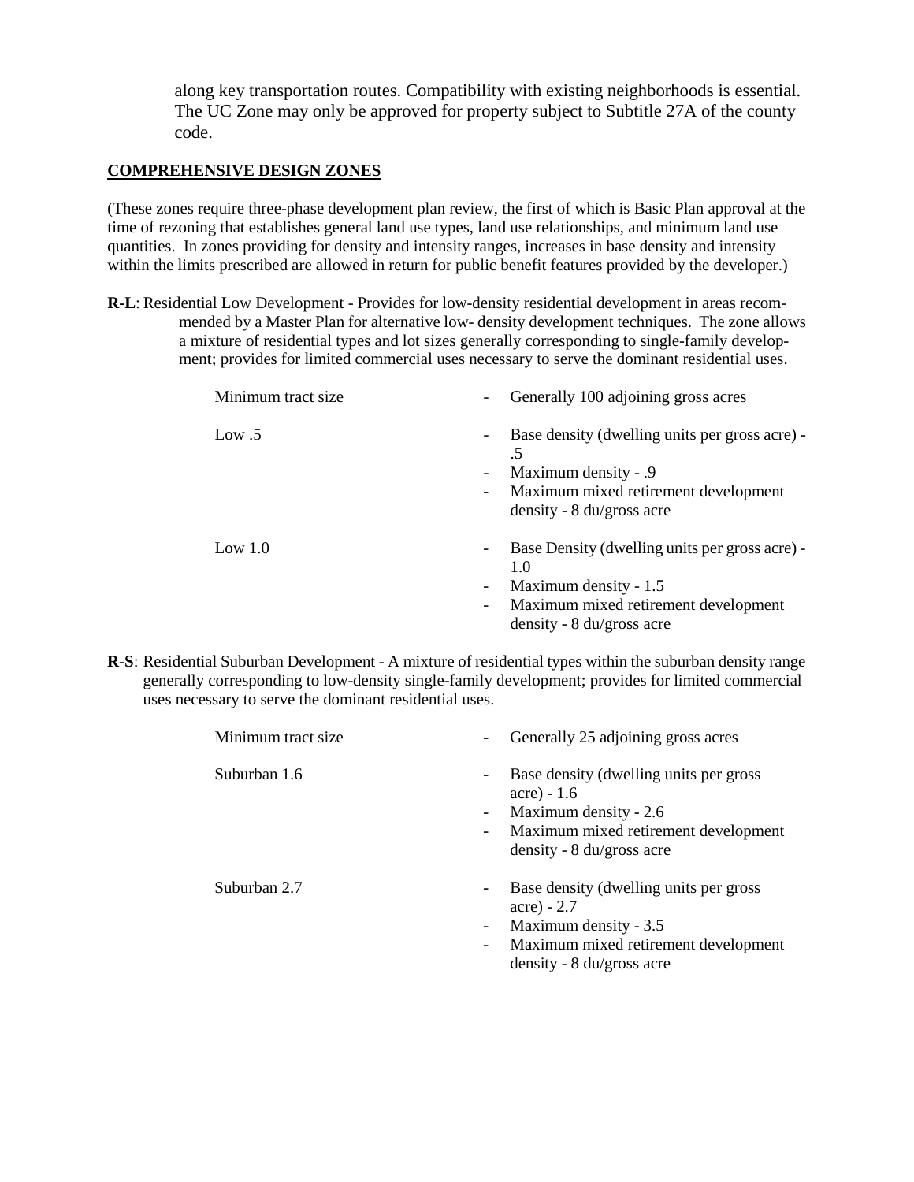along key transportation routes. Compatibility with existing neighborhoods is essential. The UC Zone may only be approved for property subject to Subtitle 27A of the county code.

## COMPREHENSIVE DESIGN ZONES

(These zones require three-phase development plan review, the first of which is Basic Plan approval at the time of rezoning that establishes general land use types, land use relationships, and minimum land use quantities. In zones providing for density and intensity ranges, increases in base density and intensity within the limits prescribed are allowed in return for public benefit features provided by the developer.)

**R-L**: Residential Low Development - Provides for low-density residential development in areas recommended by a Master Plan for alternative low- density development techniques. The zone allows a mixture of residential types and lot sizes generally corresponding to single-family development; provides for limited commercial uses necessary to serve the dominant residential uses.

| | |
|---|---|
| Minimum tract size | - Generally 100 adjoining gross acres |
| Low .5 | - Base density (dwelling units per gross acre) - .5<br>- Maximum density - .9<br>- Maximum mixed retirement development density - 8 du/gross acre |
| Low 1.0 | - Base Density (dwelling units per gross acre) - 1.0<br>- Maximum density - 1.5<br>- Maximum mixed retirement development density - 8 du/gross acre |

**R-S**: Residential Suburban Development - A mixture of residential types within the suburban density range generally corresponding to low-density single-family development; provides for limited commercial uses necessary to serve the dominant residential uses.

| | |
|---|---|
| Minimum tract size | - Generally 25 adjoining gross acres |
| Suburban 1.6 | - Base density (dwelling units per gross acre) - 1.6<br>- Maximum density - 2.6<br>- Maximum mixed retirement development density - 8 du/gross acre |
| Suburban 2.7 | - Base density (dwelling units per gross acre) - 2.7<br>- Maximum density - 3.5<br>- Maximum mixed retirement development density - 8 du/gross acre |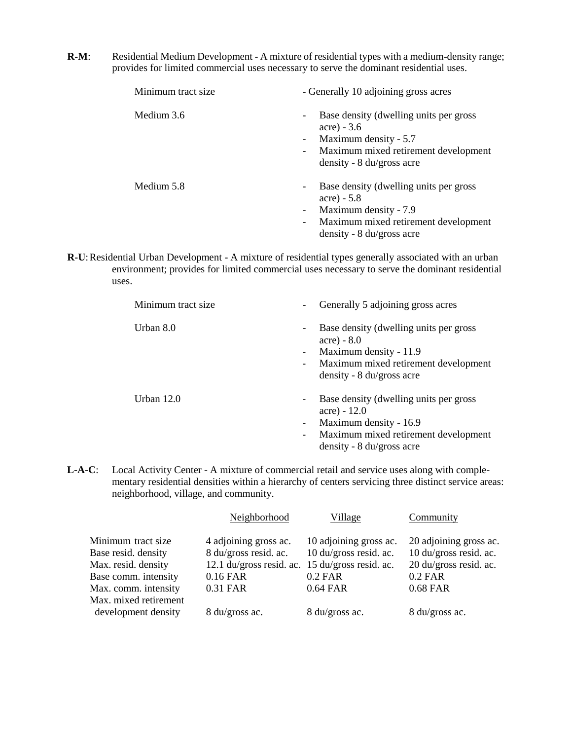**R-M**: Residential Medium Development - A mixture of residential types with a medium-density range; provides for limited commercial uses necessary to serve the dominant residential uses.

| | |
|---|---|
| Minimum tract size | - Generally 10 adjoining gross acres |
| Medium 3.6 | - Base density (dwelling units per gross acre) - 3.6<br>- Maximum density - 5.7<br>- Maximum mixed retirement development density - 8 du/gross acre |
| Medium 5.8 | - Base density (dwelling units per gross acre) - 5.8<br>- Maximum density - 7.9<br>- Maximum mixed retirement development density - 8 du/gross acre |

**R-U**: Residential Urban Development - A mixture of residential types generally associated with an urban environment; provides for limited commercial uses necessary to serve the dominant residential uses.

| | |
|---|---|
| Minimum tract size | - Generally 5 adjoining gross acres |
| Urban 8.0 | - Base density (dwelling units per gross acre) - 8.0<br>- Maximum density - 11.9<br>- Maximum mixed retirement development density - 8 du/gross acre |
| Urban 12.0 | - Base density (dwelling units per gross acre) - 12.0<br>- Maximum density - 16.9<br>- Maximum mixed retirement development density - 8 du/gross acre |

**L-A-C**: Local Activity Center - A mixture of commercial retail and service uses along with complementary residential densities within a hierarchy of centers servicing three distinct service areas: neighborhood, village, and community.

| | Neighborhood | Village | Community |
|---|---|---|---|
| Minimum tract size | 4 adjoining gross ac. | 10 adjoining gross ac. | 20 adjoining gross ac. |
| Base resid. density | 8 du/gross resid. ac. | 10 du/gross resid. ac. | 10 du/gross resid. ac. |
| Max. resid. density | 12.1 du/gross resid. ac. | 15 du/gross resid. ac. | 20 du/gross resid. ac. |
| Base comm. intensity | 0.16 FAR | 0.2 FAR | 0.2 FAR |
| Max. comm. intensity | 0.31 FAR | 0.64 FAR | 0.68 FAR |
| Max. mixed retirement development density | 8 du/gross ac. | 8 du/gross ac. | 8 du/gross ac. |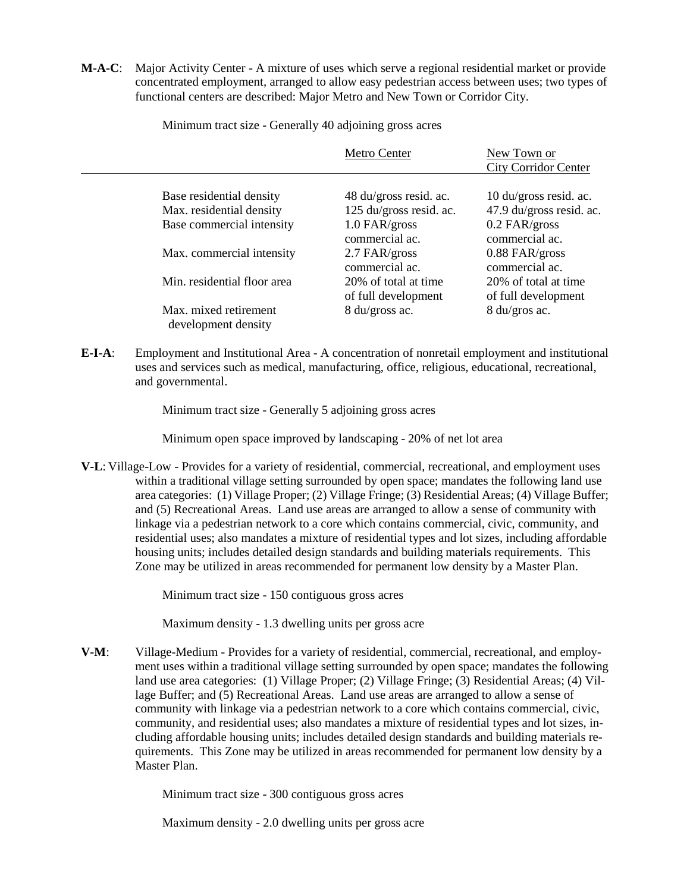**M-A-C**: Major Activity Center - A mixture of uses which serve a regional residential market or provide concentrated employment, arranged to allow easy pedestrian access between uses; two types of functional centers are described: Major Metro and New Town or Corridor City.

Minimum tract size - Generally 40 adjoining gross acres

| | Metro Center | New Town or City Corridor Center |
|---|---|---|
| Base residential density | 48 du/gross resid. ac. | 10 du/gross resid. ac. |
| Max. residential density | 125 du/gross resid. ac. | 47.9 du/gross resid. ac. |
| Base commercial intensity | 1.0 FAR/gross commercial ac. | 0.2 FAR/gross commercial ac. |
| Max. commercial intensity | 2.7 FAR/gross commercial ac. | 0.88 FAR/gross commercial ac. |
| Min. residential floor area | 20% of total at time of full development | 20% of total at time of full development |
| Max. mixed retirement development density | 8 du/gross ac. | 8 du/gros ac. |

**E-I-A**: Employment and Institutional Area - A concentration of nonretail employment and institutional uses and services such as medical, manufacturing, office, religious, educational, recreational, and governmental.

Minimum tract size - Generally 5 adjoining gross acres

Minimum open space improved by landscaping - 20% of net lot area

**V-L**: Village-Low - Provides for a variety of residential, commercial, recreational, and employment uses within a traditional village setting surrounded by open space; mandates the following land use area categories: (1) Village Proper; (2) Village Fringe; (3) Residential Areas; (4) Village Buffer; and (5) Recreational Areas. Land use areas are arranged to allow a sense of community with linkage via a pedestrian network to a core which contains commercial, civic, community, and residential uses; also mandates a mixture of residential types and lot sizes, including affordable housing units; includes detailed design standards and building materials requirements. This Zone may be utilized in areas recommended for permanent low density by a Master Plan.

Minimum tract size - 150 contiguous gross acres

Maximum density - 1.3 dwelling units per gross acre

**V-M**: Village-Medium - Provides for a variety of residential, commercial, recreational, and employment uses within a traditional village setting surrounded by open space; mandates the following land use area categories: (1) Village Proper; (2) Village Fringe; (3) Residential Areas; (4) Village Buffer; and (5) Recreational Areas. Land use areas are arranged to allow a sense of community with linkage via a pedestrian network to a core which contains commercial, civic, community, and residential uses; also mandates a mixture of residential types and lot sizes, including affordable housing units; includes detailed design standards and building materials requirements. This Zone may be utilized in areas recommended for permanent low density by a Master Plan.

Minimum tract size - 300 contiguous gross acres

Maximum density - 2.0 dwelling units per gross acre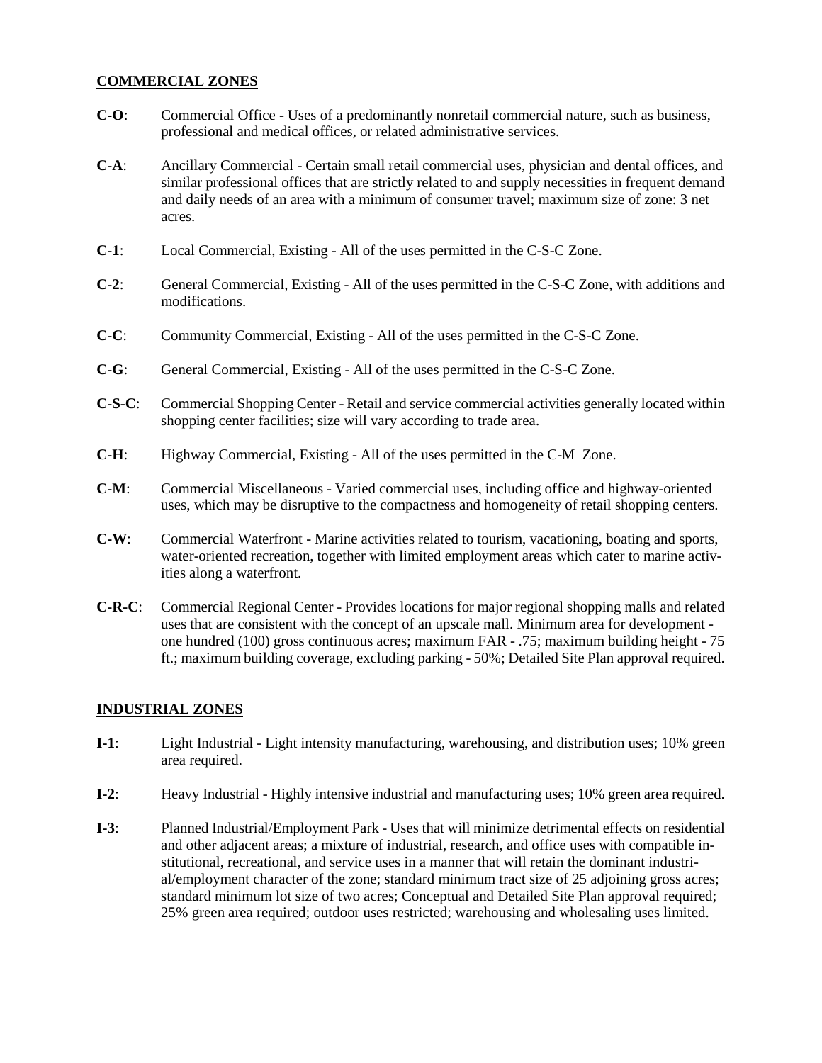## COMMERCIAL ZONES

**C-O**: Commercial Office - Uses of a predominantly nonretail commercial nature, such as business, professional and medical offices, or related administrative services.

**C-A**: Ancillary Commercial - Certain small retail commercial uses, physician and dental offices, and similar professional offices that are strictly related to and supply necessities in frequent demand and daily needs of an area with a minimum of consumer travel; maximum size of zone: 3 net acres.

**C-1**: Local Commercial, Existing - All of the uses permitted in the C-S-C Zone.

**C-2**: General Commercial, Existing - All of the uses permitted in the C-S-C Zone, with additions and modifications.

**C-C**: Community Commercial, Existing - All of the uses permitted in the C-S-C Zone.

**C-G**: General Commercial, Existing - All of the uses permitted in the C-S-C Zone.

**C-S-C**: Commercial Shopping Center - Retail and service commercial activities generally located within shopping center facilities; size will vary according to trade area.

**C-H**: Highway Commercial, Existing - All of the uses permitted in the C-M Zone.

**C-M**: Commercial Miscellaneous - Varied commercial uses, including office and highway-oriented uses, which may be disruptive to the compactness and homogeneity of retail shopping centers.

**C-W**: Commercial Waterfront - Marine activities related to tourism, vacationing, boating and sports, water-oriented recreation, together with limited employment areas which cater to marine activities along a waterfront.

**C-R-C**: Commercial Regional Center - Provides locations for major regional shopping malls and related uses that are consistent with the concept of an upscale mall. Minimum area for development - one hundred (100) gross continuous acres; maximum FAR - .75; maximum building height - 75 ft.; maximum building coverage, excluding parking - 50%; Detailed Site Plan approval required.

## INDUSTRIAL ZONES

**I-1**: Light Industrial - Light intensity manufacturing, warehousing, and distribution uses; 10% green area required.

**I-2**: Heavy Industrial - Highly intensive industrial and manufacturing uses; 10% green area required.

**I-3**: Planned Industrial/Employment Park - Uses that will minimize detrimental effects on residential and other adjacent areas; a mixture of industrial, research, and office uses with compatible institutional, recreational, and service uses in a manner that will retain the dominant industrial/employment character of the zone; standard minimum tract size of 25 adjoining gross acres; standard minimum lot size of two acres; Conceptual and Detailed Site Plan approval required; 25% green area required; outdoor uses restricted; warehousing and wholesaling uses limited.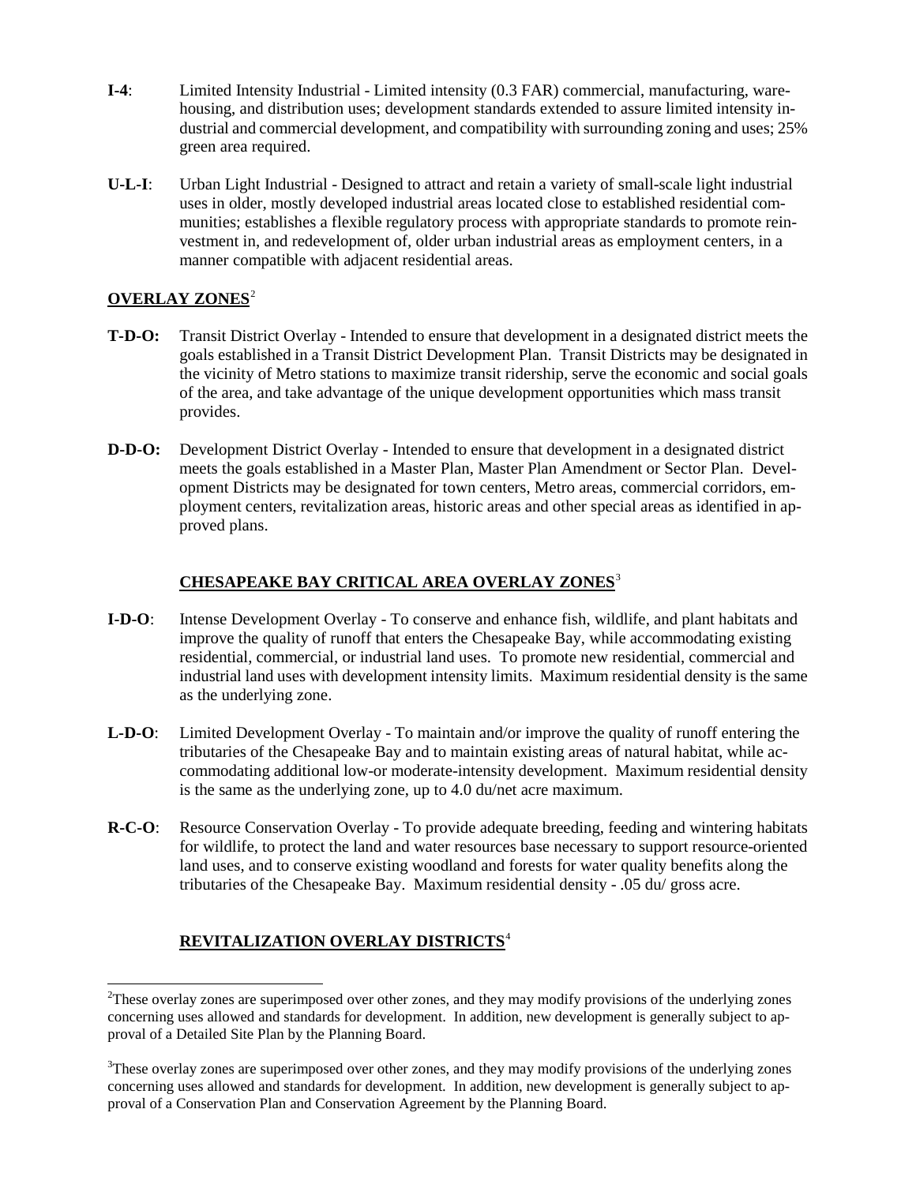**I-4**: Limited Intensity Industrial - Limited intensity (0.3 FAR) commercial, manufacturing, warehousing, and distribution uses; development standards extended to assure limited intensity industrial and commercial development, and compatibility with surrounding zoning and uses; 25% green area required.

**U-L-I**: Urban Light Industrial - Designed to attract and retain a variety of small-scale light industrial uses in older, mostly developed industrial areas located close to established residential communities; establishes a flexible regulatory process with appropriate standards to promote reinvestment in, and redevelopment of, older urban industrial areas as employment centers, in a manner compatible with adjacent residential areas.

## OVERLAY ZONES[2]

**T-D-O:** Transit District Overlay - Intended to ensure that development in a designated district meets the goals established in a Transit District Development Plan. Transit Districts may be designated in the vicinity of Metro stations to maximize transit ridership, serve the economic and social goals of the area, and take advantage of the unique development opportunities which mass transit provides.

**D-D-O:** Development District Overlay - Intended to ensure that development in a designated district meets the goals established in a Master Plan, Master Plan Amendment or Sector Plan. Development Districts may be designated for town centers, Metro areas, commercial corridors, employment centers, revitalization areas, historic areas and other special areas as identified in approved plans.

## CHESAPEAKE BAY CRITICAL AREA OVERLAY ZONES[3]

**I-D-O**: Intense Development Overlay - To conserve and enhance fish, wildlife, and plant habitats and improve the quality of runoff that enters the Chesapeake Bay, while accommodating existing residential, commercial, or industrial land uses. To promote new residential, commercial and industrial land uses with development intensity limits. Maximum residential density is the same as the underlying zone.

**L-D-O**: Limited Development Overlay - To maintain and/or improve the quality of runoff entering the tributaries of the Chesapeake Bay and to maintain existing areas of natural habitat, while accommodating additional low-or moderate-intensity development. Maximum residential density is the same as the underlying zone, up to 4.0 du/net acre maximum.

**R-C-O**: Resource Conservation Overlay - To provide adequate breeding, feeding and wintering habitats for wildlife, to protect the land and water resources base necessary to support resource-oriented land uses, and to conserve existing woodland and forests for water quality benefits along the tributaries of the Chesapeake Bay. Maximum residential density - .05 du/ gross acre.

## REVITALIZATION OVERLAY DISTRICTS[4]

---

[2]These overlay zones are superimposed over other zones, and they may modify provisions of the underlying zones concerning uses allowed and standards for development. In addition, new development is generally subject to approval of a Detailed Site Plan by the Planning Board.

[3]These overlay zones are superimposed over other zones, and they may modify provisions of the underlying zones concerning uses allowed and standards for development. In addition, new development is generally subject to approval of a Conservation Plan and Conservation Agreement by the Planning Board.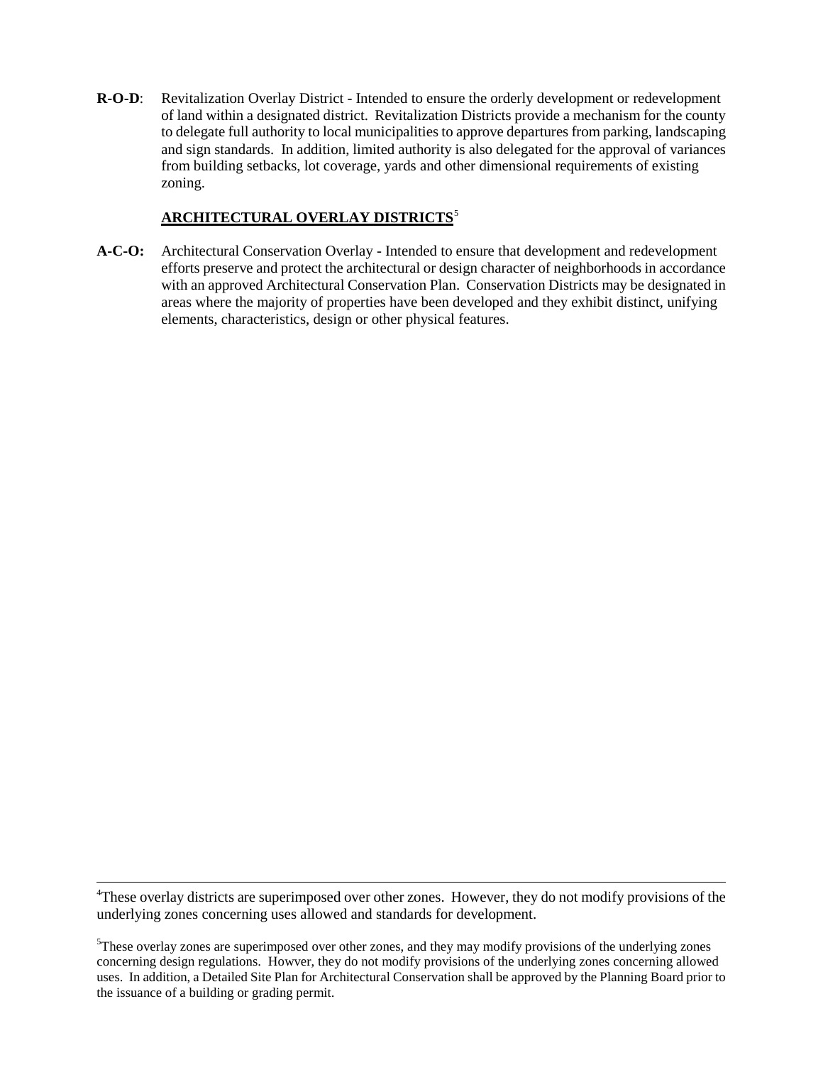**R-O-D**: Revitalization Overlay District - Intended to ensure the orderly development or redevelopment of land within a designated district. Revitalization Districts provide a mechanism for the county to delegate full authority to local municipalities to approve departures from parking, landscaping and sign standards. In addition, limited authority is also delegated for the approval of variances from building setbacks, lot coverage, yards and other dimensional requirements of existing zoning.

**ARCHITECTURAL OVERLAY DISTRICTS**[5]

**A-C-O:** Architectural Conservation Overlay - Intended to ensure that development and redevelopment efforts preserve and protect the architectural or design character of neighborhoods in accordance with an approved Architectural Conservation Plan. Conservation Districts may be designated in areas where the majority of properties have been developed and they exhibit distinct, unifying elements, characteristics, design or other physical features.

---

[4]These overlay districts are superimposed over other zones. However, they do not modify provisions of the underlying zones concerning uses allowed and standards for development.

[5]These overlay zones are superimposed over other zones, and they may modify provisions of the underlying zones concerning design regulations. Howver, they do not modify provisions of the underlying zones concerning allowed uses. In addition, a Detailed Site Plan for Architectural Conservation shall be approved by the Planning Board prior to the issuance of a building or grading permit.